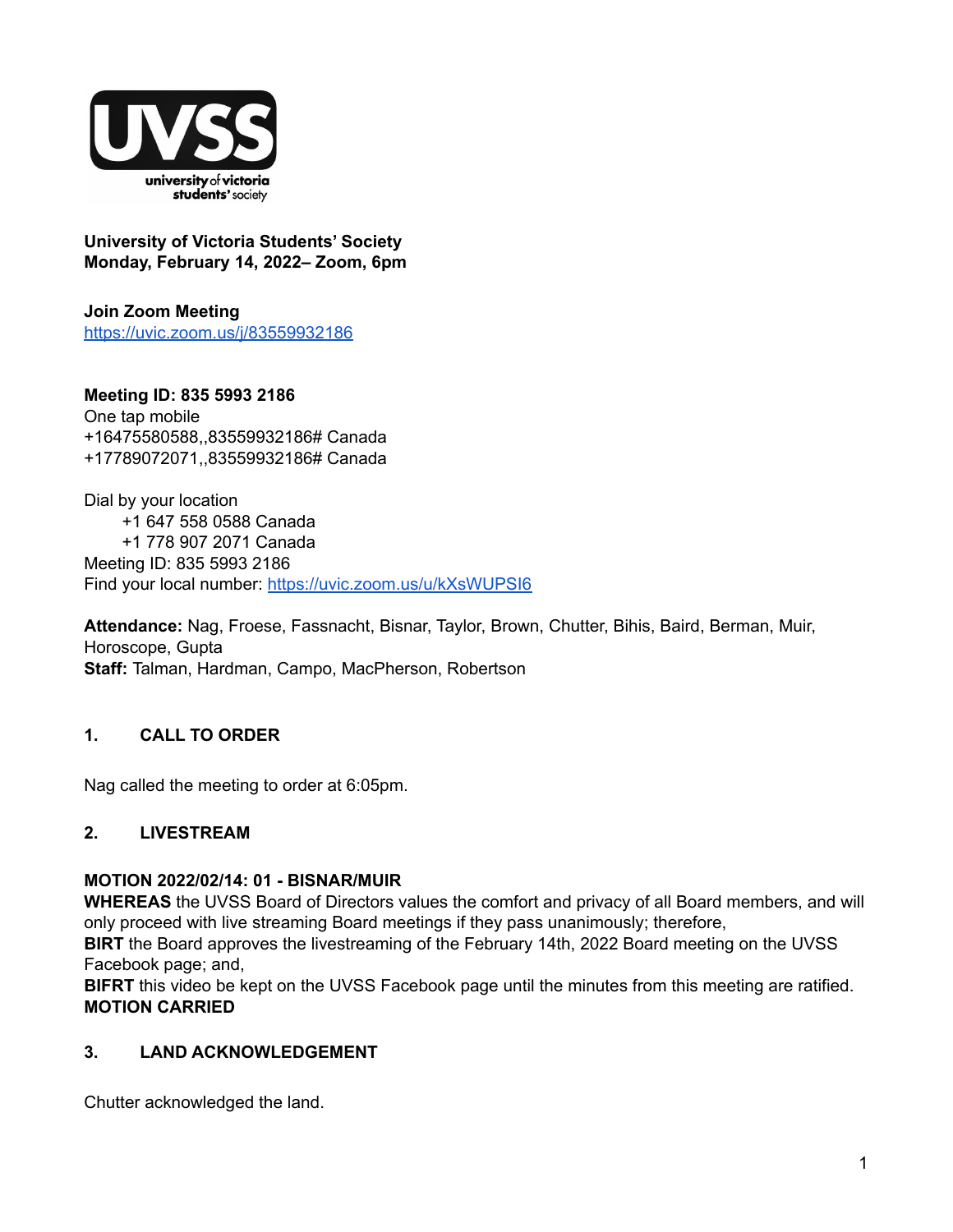**University of Victoria Students' Society**
**Monday, February 14, 2022– Zoom, 6pm**

**Join Zoom Meeting**
[https://uvic.zoom.us/j/83559932186](https://uvic.zoom.us/j/83559932186)

**Meeting ID: 835 5993 2186**
One tap mobile
+16475580588,,83559932186# Canada
+17789072071,,83559932186# Canada

Dial by your location
+1 647 558 0588 Canada
+1 778 907 2071 Canada
Meeting ID: 835 5993 2186
Find your local number: [https://uvic.zoom.us/u/kXsWUPSI6](https://uvic.zoom.us/u/kXsWUPSI6)

**Attendance:** Nag, Froese, Fassnacht, Bisnar, Taylor, Brown, Chutter, Bihis, Baird, Berman, Muir, Horoscope, Gupta
**Staff:** Talman, Hardman, Campo, MacPherson, Robertson

## 1. CALL TO ORDER

Nag called the meeting to order at 6:05pm.

## 2. LIVESTREAM

**MOTION 2022/02/14: 01 - BISNAR/MUIR**
**WHEREAS** the UVSS Board of Directors values the comfort and privacy of all Board members, and will only proceed with live streaming Board meetings if they pass unanimously; therefore,
**BIRT** the Board approves the livestreaming of the February 14th, 2022 Board meeting on the UVSS Facebook page; and,
**BIFRT** this video be kept on the UVSS Facebook page until the minutes from this meeting are ratified.
**MOTION CARRIED**

## 3. LAND ACKNOWLEDGEMENT

Chutter acknowledged the land.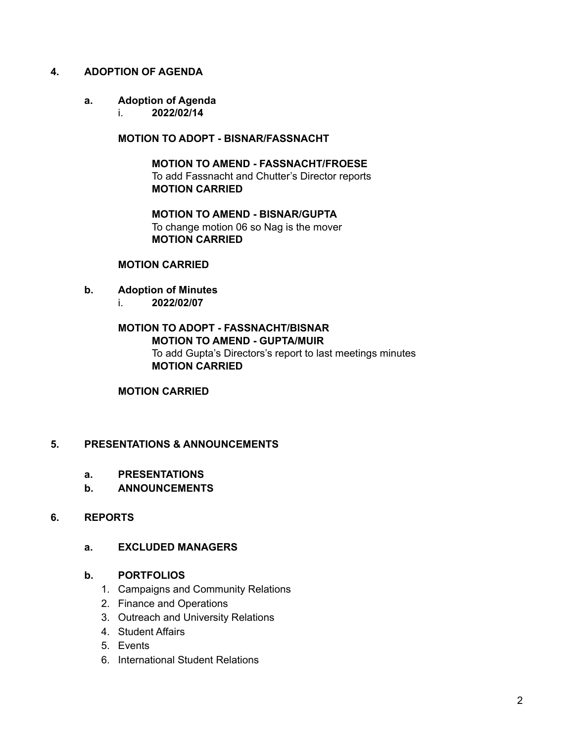## 4. ADOPTION OF AGENDA

### a. Adoption of Agenda

i. **2022/02/14**

**MOTION TO ADOPT - BISNAR/FASSNACHT**

> **MOTION TO AMEND - FASSNACHT/FROESE**
> To add Fassnacht and Chutter's Director reports
> **MOTION CARRIED**
>
> **MOTION TO AMEND - BISNAR/GUPTA**
> To change motion 06 so Nag is the mover
> **MOTION CARRIED**

**MOTION CARRIED**

### b. Adoption of Minutes

i. **2022/02/07**

**MOTION TO ADOPT - FASSNACHT/BISNAR**

> **MOTION TO AMEND - GUPTA/MUIR**
> To add Gupta's Directors's report to last meetings minutes
> **MOTION CARRIED**

**MOTION CARRIED**

## 5. PRESENTATIONS & ANNOUNCEMENTS

### a. PRESENTATIONS

### b. ANNOUNCEMENTS

## 6. REPORTS

### a. EXCLUDED MANAGERS

### b. PORTFOLIOS

1. Campaigns and Community Relations
2. Finance and Operations
3. Outreach and University Relations
4. Student Affairs
5. Events
6. International Student Relations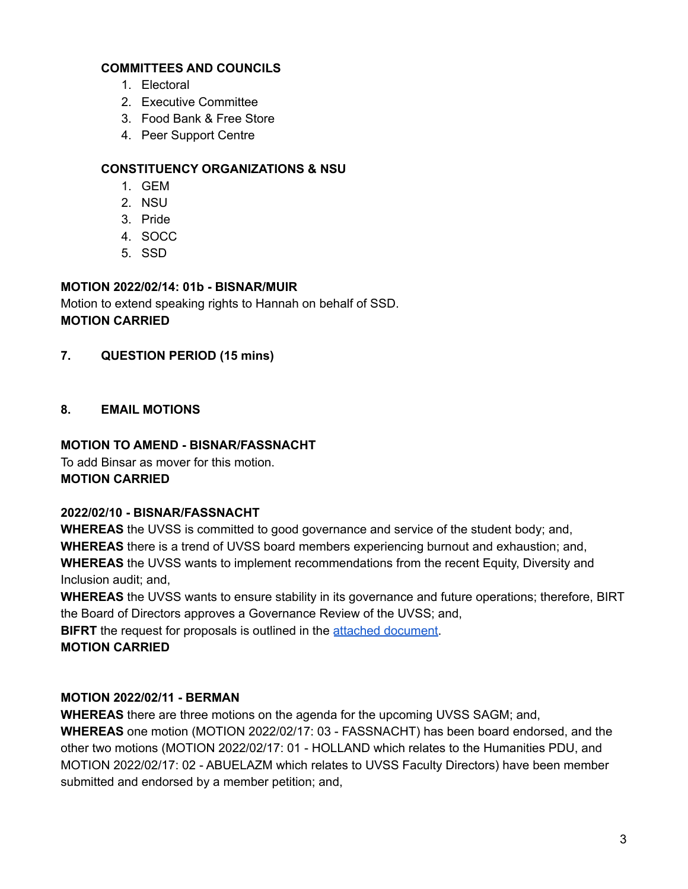**COMMITTEES AND COUNCILS**

1. Electoral
2. Executive Committee
3. Food Bank & Free Store
4. Peer Support Centre

**CONSTITUENCY ORGANIZATIONS & NSU**

1. GEM
2. NSU
3. Pride
4. SOCC
5. SSD

**MOTION 2022/02/14: 01b - BISNAR/MUIR**
Motion to extend speaking rights to Hannah on behalf of SSD.
**MOTION CARRIED**

## 7. QUESTION PERIOD (15 mins)

## 8. EMAIL MOTIONS

**MOTION TO AMEND - BISNAR/FASSNACHT**
To add Binsar as mover for this motion.
**MOTION CARRIED**

**2022/02/10 - BISNAR/FASSNACHT**
**WHEREAS** the UVSS is committed to good governance and service of the student body; and,
**WHEREAS** there is a trend of UVSS board members experiencing burnout and exhaustion; and,
**WHEREAS** the UVSS wants to implement recommendations from the recent Equity, Diversity and Inclusion audit; and,
**WHEREAS** the UVSS wants to ensure stability in its governance and future operations; therefore, BIRT the Board of Directors approves a Governance Review of the UVSS; and,
**BIFRT** the request for proposals is outlined in the attached document.
**MOTION CARRIED**

**MOTION 2022/02/11 - BERMAN**
**WHEREAS** there are three motions on the agenda for the upcoming UVSS SAGM; and,
**WHEREAS** one motion (MOTION 2022/02/17: 03 - FASSNACHT) has been board endorsed, and the other two motions (MOTION 2022/02/17: 01 - HOLLAND which relates to the Humanities PDU, and MOTION 2022/02/17: 02 - ABUELAZM which relates to UVSS Faculty Directors) have been member submitted and endorsed by a member petition; and,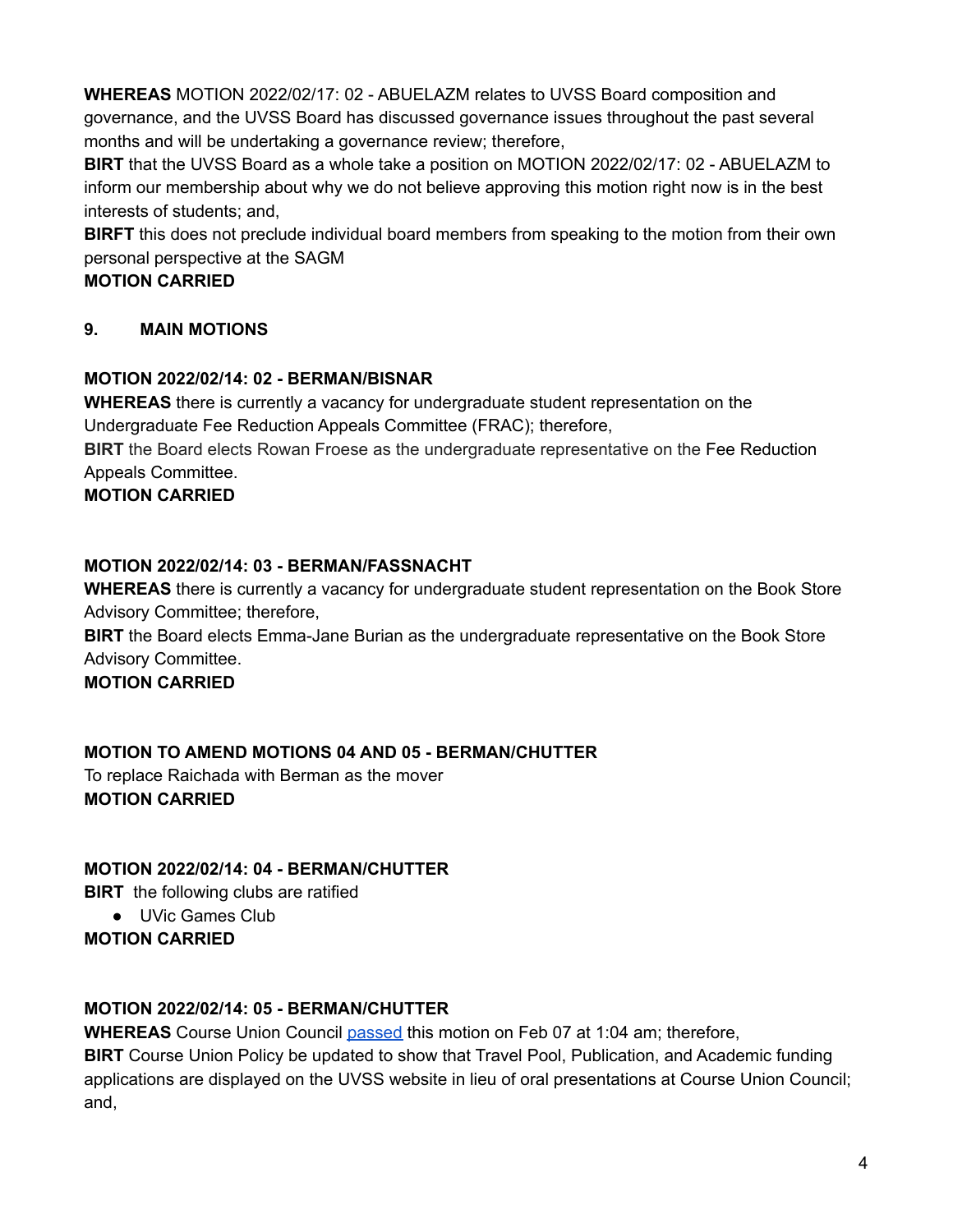**WHEREAS** MOTION 2022/02/17: 02 - ABUELAZM relates to UVSS Board composition and governance, and the UVSS Board has discussed governance issues throughout the past several months and will be undertaking a governance review; therefore,
**BIRT** that the UVSS Board as a whole take a position on MOTION 2022/02/17: 02 - ABUELAZM to inform our membership about why we do not believe approving this motion right now is in the best interests of students; and,
**BIRFT** this does not preclude individual board members from speaking to the motion from their own personal perspective at the SAGM
**MOTION CARRIED**

## 9. MAIN MOTIONS

**MOTION 2022/02/14: 02 - BERMAN/BISNAR**
**WHEREAS** there is currently a vacancy for undergraduate student representation on the Undergraduate Fee Reduction Appeals Committee (FRAC); therefore,
**BIRT** the Board elects Rowan Froese as the undergraduate representative on the Fee Reduction Appeals Committee.
**MOTION CARRIED**

**MOTION 2022/02/14: 03 - BERMAN/FASSNACHT**
**WHEREAS** there is currently a vacancy for undergraduate student representation on the Book Store Advisory Committee; therefore,
**BIRT** the Board elects Emma-Jane Burian as the undergraduate representative on the Book Store Advisory Committee.
**MOTION CARRIED**

**MOTION TO AMEND MOTIONS 04 AND 05 - BERMAN/CHUTTER**
To replace Raichada with Berman as the mover
**MOTION CARRIED**

**MOTION 2022/02/14: 04 - BERMAN/CHUTTER**
**BIRT** the following clubs are ratified

- UVic Games Club

**MOTION CARRIED**

**MOTION 2022/02/14: 05 - BERMAN/CHUTTER**
**WHEREAS** Course Union Council passed this motion on Feb 07 at 1:04 am; therefore,
**BIRT** Course Union Policy be updated to show that Travel Pool, Publication, and Academic funding applications are displayed on the UVSS website in lieu of oral presentations at Course Union Council; and,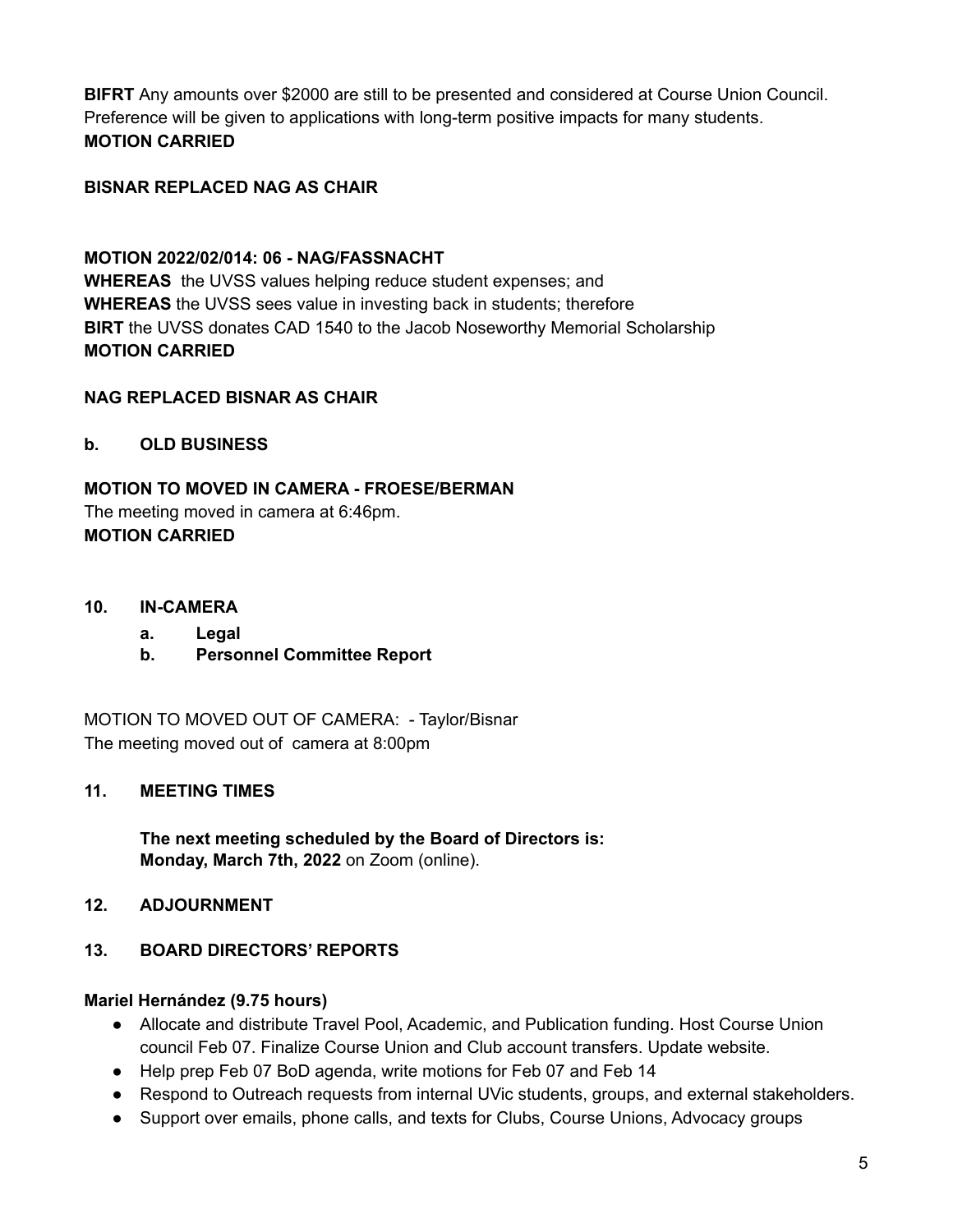**BIFRT** Any amounts over $2000 are still to be presented and considered at Course Union Council. Preference will be given to applications with long-term positive impacts for many students.
**MOTION CARRIED**

**BISNAR REPLACED NAG AS CHAIR**

**MOTION 2022/02/014: 06 - NAG/FASSNACHT**
**WHEREAS** the UVSS values helping reduce student expenses; and
**WHEREAS** the UVSS sees value in investing back in students; therefore
**BIRT** the UVSS donates CAD 1540 to the Jacob Noseworthy Memorial Scholarship
**MOTION CARRIED**

**NAG REPLACED BISNAR AS CHAIR**

**b. OLD BUSINESS**

**MOTION TO MOVED IN CAMERA - FROESE/BERMAN**
The meeting moved in camera at 6:46pm.
**MOTION CARRIED**

## 10. IN-CAMERA

- **a. Legal**
- **b. Personnel Committee Report**

MOTION TO MOVED OUT OF CAMERA: - Taylor/Bisnar
The meeting moved out of camera at 8:00pm

## 11. MEETING TIMES

**The next meeting scheduled by the Board of Directors is:**
**Monday, March 7th, 2022** on Zoom (online).

## 12. ADJOURNMENT

## 13. BOARD DIRECTORS' REPORTS

**Mariel Hernández (9.75 hours)**

- Allocate and distribute Travel Pool, Academic, and Publication funding. Host Course Union council Feb 07. Finalize Course Union and Club account transfers. Update website.
- Help prep Feb 07 BoD agenda, write motions for Feb 07 and Feb 14
- Respond to Outreach requests from internal UVic students, groups, and external stakeholders.
- Support over emails, phone calls, and texts for Clubs, Course Unions, Advocacy groups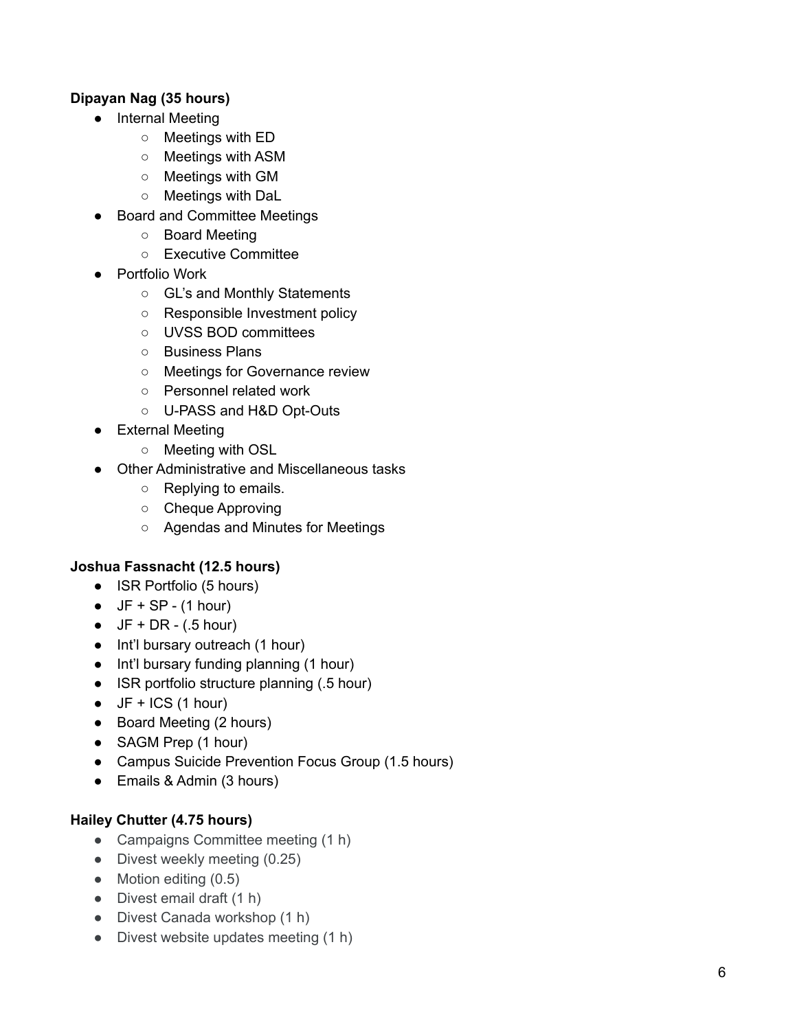**Dipayan Nag (35 hours)**

- Internal Meeting
  - Meetings with ED
  - Meetings with ASM
  - Meetings with GM
  - Meetings with DaL
- Board and Committee Meetings
  - Board Meeting
  - Executive Committee
- Portfolio Work
  - GL's and Monthly Statements
  - Responsible Investment policy
  - UVSS BOD committees
  - Business Plans
  - Meetings for Governance review
  - Personnel related work
  - U-PASS and H&D Opt-Outs
- External Meeting
  - Meeting with OSL
- Other Administrative and Miscellaneous tasks
  - Replying to emails.
  - Cheque Approving
  - Agendas and Minutes for Meetings

**Joshua Fassnacht (12.5 hours)**

- ISR Portfolio (5 hours)
- JF + SP - (1 hour)
- JF + DR - (.5 hour)
- Int'l bursary outreach (1 hour)
- Int'l bursary funding planning (1 hour)
- ISR portfolio structure planning (.5 hour)
- JF + ICS (1 hour)
- Board Meeting (2 hours)
- SAGM Prep (1 hour)
- Campus Suicide Prevention Focus Group (1.5 hours)
- Emails & Admin (3 hours)

**Hailey Chutter (4.75 hours)**

- Campaigns Committee meeting (1 h)
- Divest weekly meeting (0.25)
- Motion editing (0.5)
- Divest email draft (1 h)
- Divest Canada workshop (1 h)
- Divest website updates meeting (1 h)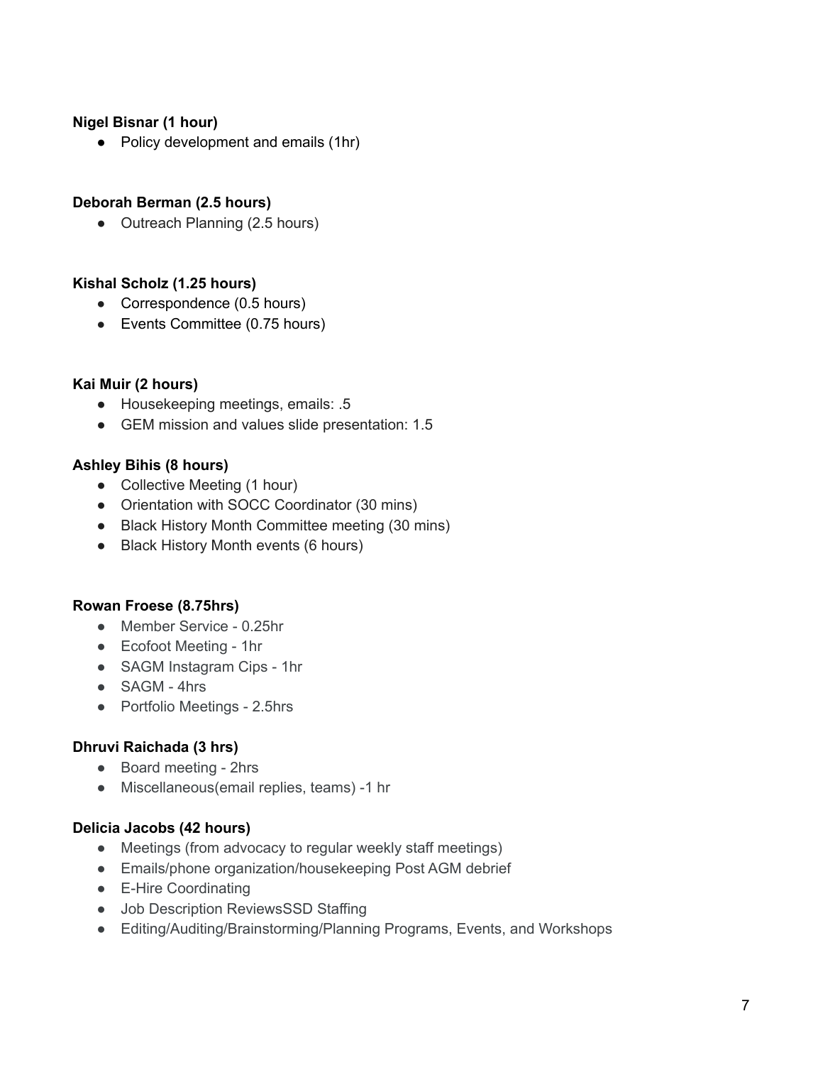**Nigel Bisnar (1 hour)**

- Policy development and emails (1hr)

**Deborah Berman (2.5 hours)**

- Outreach Planning (2.5 hours)

**Kishal Scholz (1.25 hours)**

- Correspondence (0.5 hours)
- Events Committee (0.75 hours)

**Kai Muir (2 hours)**

- Housekeeping meetings, emails: .5
- GEM mission and values slide presentation: 1.5

**Ashley Bihis (8 hours)**

- Collective Meeting (1 hour)
- Orientation with SOCC Coordinator (30 mins)
- Black History Month Committee meeting (30 mins)
- Black History Month events (6 hours)

**Rowan Froese (8.75hrs)**

- Member Service - 0.25hr
- Ecofoot Meeting - 1hr
- SAGM Instagram Cips - 1hr
- SAGM - 4hrs
- Portfolio Meetings - 2.5hrs

**Dhruvi Raichada (3 hrs)**

- Board meeting - 2hrs
- Miscellaneous(email replies, teams) -1 hr

**Delicia Jacobs (42 hours)**

- Meetings (from advocacy to regular weekly staff meetings)
- Emails/phone organization/housekeeping Post AGM debrief
- E-Hire Coordinating
- Job Description ReviewsSSD Staffing
- Editing/Auditing/Brainstorming/Planning Programs, Events, and Workshops